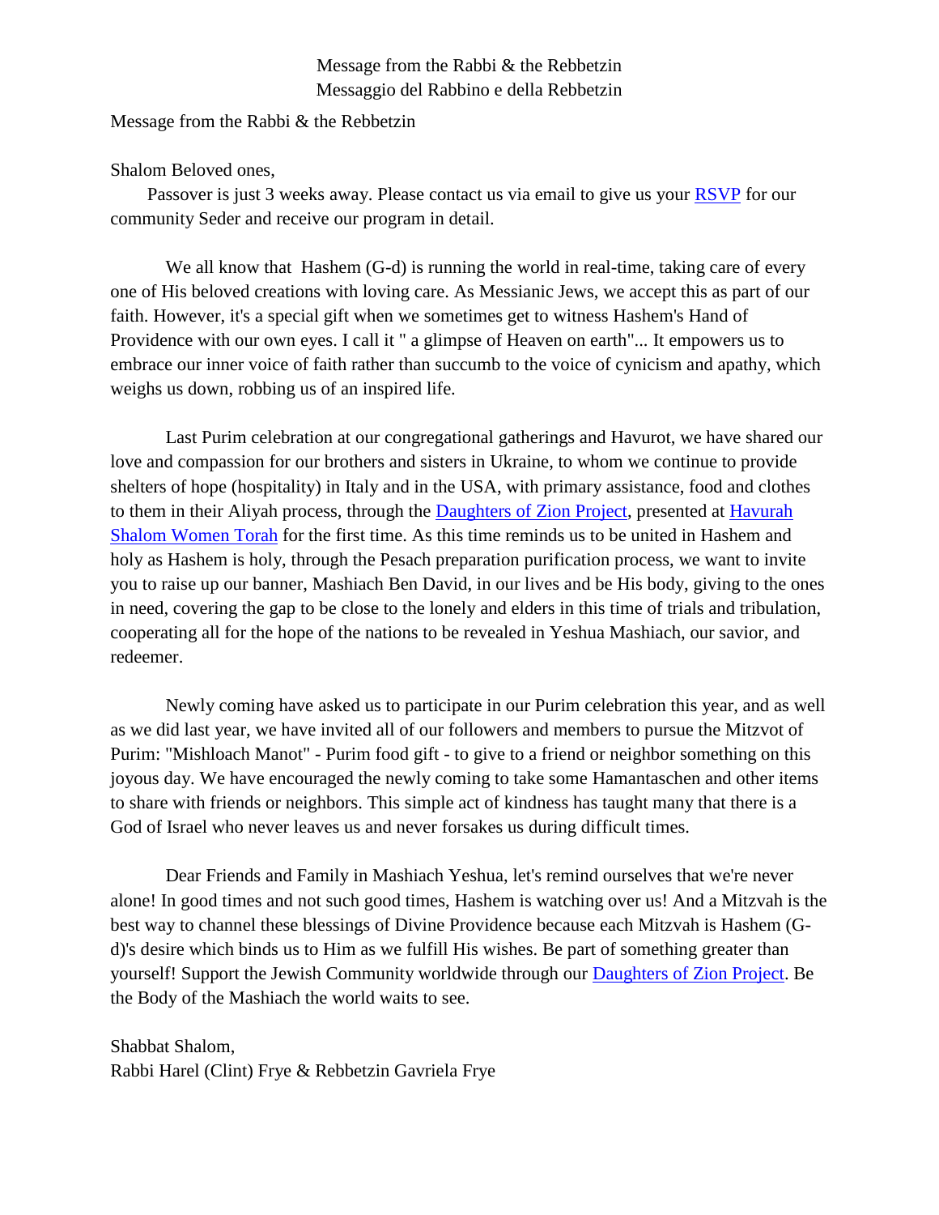Message from the Rabbi & the Rebbetzin
Messaggio del Rabbino e della Rebbetzin

Message from the Rabbi & the Rebbetzin

Shalom Beloved ones,

Passover is just 3 weeks away. Please contact us via email to give us your RSVP for our community Seder and receive our program in detail.

We all know that Hashem (G-d) is running the world in real-time, taking care of every one of His beloved creations with loving care. As Messianic Jews, we accept this as part of our faith. However, it's a special gift when we sometimes get to witness Hashem's Hand of Providence with our own eyes. I call it " a glimpse of Heaven on earth"... It empowers us to embrace our inner voice of faith rather than succumb to the voice of cynicism and apathy, which weighs us down, robbing us of an inspired life.

Last Purim celebration at our congregational gatherings and Havurot, we have shared our love and compassion for our brothers and sisters in Ukraine, to whom we continue to provide shelters of hope (hospitality) in Italy and in the USA, with primary assistance, food and clothes to them in their Aliyah process, through the Daughters of Zion Project, presented at Havurah Shalom Women Torah for the first time. As this time reminds us to be united in Hashem and holy as Hashem is holy, through the Pesach preparation purification process, we want to invite you to raise up our banner, Mashiach Ben David, in our lives and be His body, giving to the ones in need, covering the gap to be close to the lonely and elders in this time of trials and tribulation, cooperating all for the hope of the nations to be revealed in Yeshua Mashiach, our savior, and redeemer.

Newly coming have asked us to participate in our Purim celebration this year, and as well as we did last year, we have invited all of our followers and members to pursue the Mitzvot of Purim: "Mishloach Manot" - Purim food gift - to give to a friend or neighbor something on this joyous day. We have encouraged the newly coming to take some Hamantaschen and other items to share with friends or neighbors. This simple act of kindness has taught many that there is a God of Israel who never leaves us and never forsakes us during difficult times.

Dear Friends and Family in Mashiach Yeshua, let's remind ourselves that we're never alone! In good times and not such good times, Hashem is watching over us! And a Mitzvah is the best way to channel these blessings of Divine Providence because each Mitzvah is Hashem (G-d)'s desire which binds us to Him as we fulfill His wishes. Be part of something greater than yourself! Support the Jewish Community worldwide through our Daughters of Zion Project. Be the Body of the Mashiach the world waits to see.

Shabbat Shalom,
Rabbi Harel (Clint) Frye & Rebbetzin Gavriela Frye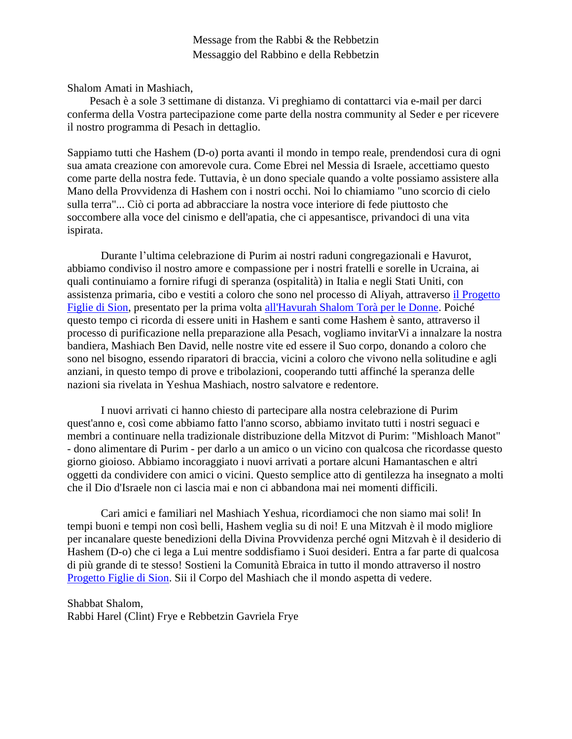Message from the Rabbi & the Rebbetzin
Messaggio del Rabbino e della Rebbetzin

Shalom Amati in Mashiach,

Pesach è a sole 3 settimane di distanza. Vi preghiamo di contattarci via e-mail per darci conferma della Vostra partecipazione come parte della nostra community al Seder e per ricevere il nostro programma di Pesach in dettaglio.

Sappiamo tutti che Hashem (D-o) porta avanti il mondo in tempo reale, prendendosi cura di ogni sua amata creazione con amorevole cura. Come Ebrei nel Messia di Israele, accettiamo questo come parte della nostra fede. Tuttavia, è un dono speciale quando a volte possiamo assistere alla Mano della Provvidenza di Hashem con i nostri occhi. Noi lo chiamiamo "uno scorcio di cielo sulla terra"... Ciò ci porta ad abbracciare la nostra voce interiore di fede piuttosto che soccombere alla voce del cinismo e dell'apatia, che ci appesantisce, privandoci di una vita ispirata.

Durante l'ultima celebrazione di Purim ai nostri raduni congregazionali e Havurot, abbiamo condiviso il nostro amore e compassione per i nostri fratelli e sorelle in Ucraina, ai quali continuiamo a fornire rifugi di speranza (ospitalità) in Italia e negli Stati Uniti, con assistenza primaria, cibo e vestiti a coloro che sono nel processo di Aliyah, attraverso il Progetto Figlie di Sion, presentato per la prima volta all'Havurah Shalom Torà per le Donne. Poiché questo tempo ci ricorda di essere uniti in Hashem e santi come Hashem è santo, attraverso il processo di purificazione nella preparazione alla Pesach, vogliamo invitarVi a innalzare la nostra bandiera, Mashiach Ben David, nelle nostre vite ed essere il Suo corpo, donando a coloro che sono nel bisogno, essendo riparatori di braccia, vicini a coloro che vivono nella solitudine e agli anziani, in questo tempo di prove e tribolazioni, cooperando tutti affinché la speranza delle nazioni sia rivelata in Yeshua Mashiach, nostro salvatore e redentore.

I nuovi arrivati ci hanno chiesto di partecipare alla nostra celebrazione di Purim quest'anno e, così come abbiamo fatto l'anno scorso, abbiamo invitato tutti i nostri seguaci e membri a continuare nella tradizionale distribuzione della Mitzvot di Purim: "Mishloach Manot" - dono alimentare di Purim - per darlo a un amico o un vicino con qualcosa che ricordasse questo giorno gioioso. Abbiamo incoraggiato i nuovi arrivati a portare alcuni Hamantaschen e altri oggetti da condividere con amici o vicini. Questo semplice atto di gentilezza ha insegnato a molti che il Dio d'Israele non ci lascia mai e non ci abbandona mai nei momenti difficili.

Cari amici e familiari nel Mashiach Yeshua, ricordiamoci che non siamo mai soli! In tempi buoni e tempi non così belli, Hashem veglia su di noi! E una Mitzvah è il modo migliore per incanalare queste benedizioni della Divina Provvidenza perché ogni Mitzvah è il desiderio di Hashem (D-o) che ci lega a Lui mentre soddisfiamo i Suoi desideri. Entra a far parte di qualcosa di più grande di te stesso! Sostieni la Comunità Ebraica in tutto il mondo attraverso il nostro Progetto Figlie di Sion. Sii il Corpo del Mashiach che il mondo aspetta di vedere.

Shabbat Shalom,
Rabbi Harel (Clint) Frye e Rebbetzin Gavriela Frye